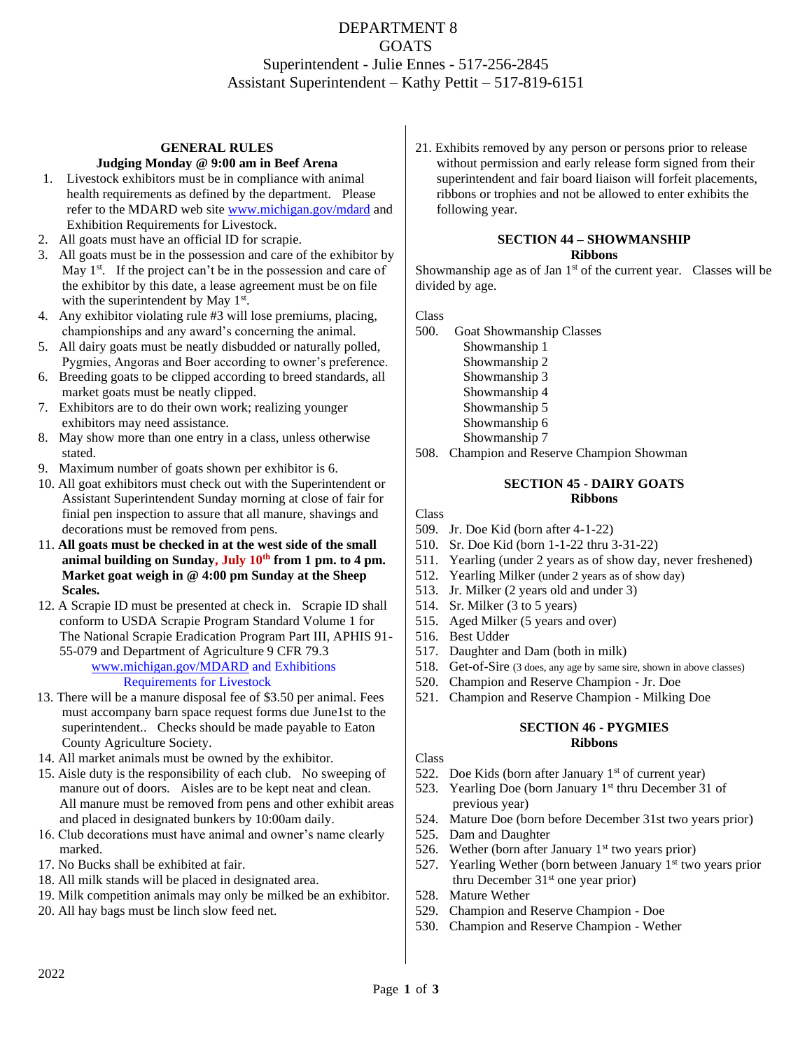# DEPARTMENT 8
# GOATS

Superintendent - Julie Ennes - 517-256-2845
Assistant Superintendent – Kathy Pettit – 517-819-6151

## GENERAL RULES

**Judging Monday @ 9:00 am in Beef Arena**

1. Livestock exhibitors must be in compliance with animal health requirements as defined by the department. Please refer to the MDARD web site www.michigan.gov/mdard and Exhibition Requirements for Livestock.
2. All goats must have an official ID for scrapie.
3. All goats must be in the possession and care of the exhibitor by May 1st. If the project can't be in the possession and care of the exhibitor by this date, a lease agreement must be on file with the superintendent by May 1st.
4. Any exhibitor violating rule #3 will lose premiums, placing, championships and any award's concerning the animal.
5. All dairy goats must be neatly disbudded or naturally polled, Pygmies, Angoras and Boer according to owner's preference.
6. Breeding goats to be clipped according to breed standards, all market goats must be neatly clipped.
7. Exhibitors are to do their own work; realizing younger exhibitors may need assistance.
8. May show more than one entry in a class, unless otherwise stated.
9. Maximum number of goats shown per exhibitor is 6.
10. All goat exhibitors must check out with the Superintendent or Assistant Superintendent Sunday morning at close of fair for finial pen inspection to assure that all manure, shavings and decorations must be removed from pens.
11. **All goats must be checked in at the west side of the small animal building on Sunday, July 10th from 1 pm. to 4 pm. Market goat weigh in @ 4:00 pm Sunday at the Sheep Scales.**
12. A Scrapie ID must be presented at check in. Scrapie ID shall conform to USDA Scrapie Program Standard Volume 1 for The National Scrapie Eradication Program Part III, APHIS 91-55-079 and Department of Agriculture 9 CFR 79.3 www.michigan.gov/MDARD and Exhibitions Requirements for Livestock
13. There will be a manure disposal fee of $3.50 per animal. Fees must accompany barn space request forms due June1st to the superintendent.. Checks should be made payable to Eaton County Agriculture Society.
14. All market animals must be owned by the exhibitor.
15. Aisle duty is the responsibility of each club. No sweeping of manure out of doors. Aisles are to be kept neat and clean. All manure must be removed from pens and other exhibit areas and placed in designated bunkers by 10:00am daily.
16. Club decorations must have animal and owner's name clearly marked.
17. No Bucks shall be exhibited at fair.
18. All milk stands will be placed in designated area.
19. Milk competition animals may only be milked be an exhibitor.
20. All hay bags must be linch slow feed net.
21. Exhibits removed by any person or persons prior to release without permission and early release form signed from their superintendent and fair board liaison will forfeit placements, ribbons or trophies and not be allowed to enter exhibits the following year.

## SECTION 44 – SHOWMANSHIP

**Ribbons**

Showmanship age as of Jan 1st of the current year. Classes will be divided by age.

Class

500. Goat Showmanship Classes
 - Showmanship 1
 - Showmanship 2
 - Showmanship 3
 - Showmanship 4
 - Showmanship 5
 - Showmanship 6
 - Showmanship 7

508. Champion and Reserve Champion Showman

## SECTION 45 - DAIRY GOATS

**Ribbons**

Class

509. Jr. Doe Kid (born after 4-1-22)
510. Sr. Doe Kid (born 1-1-22 thru 3-31-22)
511. Yearling (under 2 years as of show day, never freshened)
512. Yearling Milker (under 2 years as of show day)
513. Jr. Milker (2 years old and under 3)
514. Sr. Milker (3 to 5 years)
515. Aged Milker (5 years and over)
516. Best Udder
517. Daughter and Dam (both in milk)
518. Get-of-Sire (3 does, any age by same sire, shown in above classes)
520. Champion and Reserve Champion - Jr. Doe
521. Champion and Reserve Champion - Milking Doe

## SECTION 46 - PYGMIES

**Ribbons**

Class

522. Doe Kids (born after January 1st of current year)
523. Yearling Doe (born January 1st thru December 31 of previous year)
524. Mature Doe (born before December 31st two years prior)
525. Dam and Daughter
526. Wether (born after January 1st two years prior)
527. Yearling Wether (born between January 1st two years prior thru December 31st one year prior)
528. Mature Wether
529. Champion and Reserve Champion - Doe
530. Champion and Reserve Champion - Wether

2022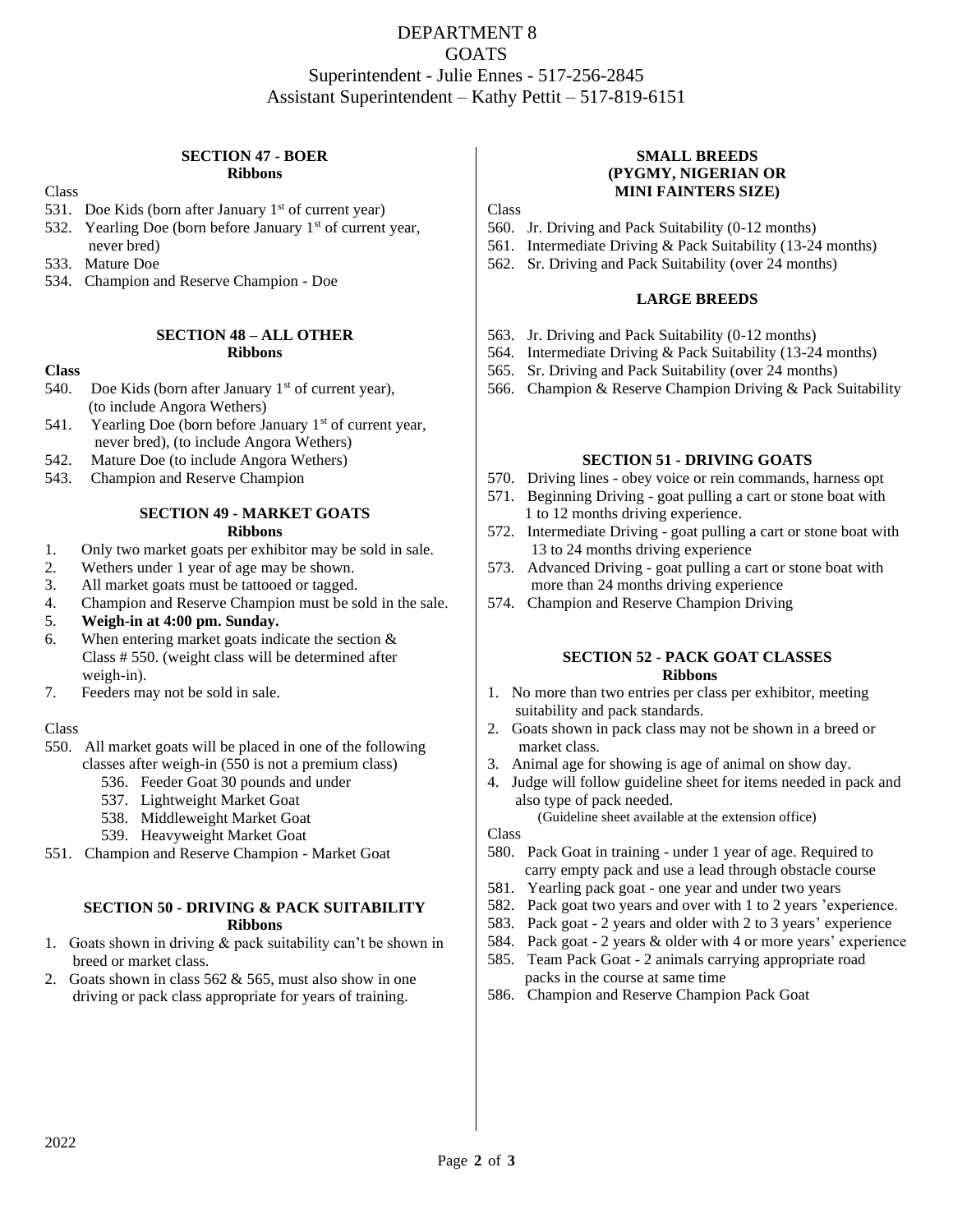# DEPARTMENT 8
# GOATS

Superintendent - Julie Ennes - 517-256-2845
Assistant Superintendent – Kathy Pettit – 517-819-6151

### SECTION 47 - BOER
**Ribbons**

Class
531. Doe Kids (born after January 1st of current year)
532. Yearling Doe (born before January 1st of current year, never bred)
533. Mature Doe
534. Champion and Reserve Champion - Doe

### SECTION 48 – ALL OTHER
**Ribbons**

**Class**
540. Doe Kids (born after January 1st of current year), (to include Angora Wethers)
541. Yearling Doe (born before January 1st of current year, never bred), (to include Angora Wethers)
542. Mature Doe (to include Angora Wethers)
543. Champion and Reserve Champion

### SECTION 49 - MARKET GOATS
**Ribbons**

1. Only two market goats per exhibitor may be sold in sale.
2. Wethers under 1 year of age may be shown.
3. All market goats must be tattooed or tagged.
4. Champion and Reserve Champion must be sold in the sale.
5. **Weigh-in at 4:00 pm. Sunday.**
6. When entering market goats indicate the section & Class # 550. (weight class will be determined after weigh-in).
7. Feeders may not be sold in sale.

Class
550. All market goats will be placed in one of the following classes after weigh-in (550 is not a premium class)
    536. Feeder Goat 30 pounds and under
    537. Lightweight Market Goat
    538. Middleweight Market Goat
    539. Heavyweight Market Goat
551. Champion and Reserve Champion - Market Goat

### SECTION 50 - DRIVING & PACK SUITABILITY
**Ribbons**

1. Goats shown in driving & pack suitability can't be shown in breed or market class.
2. Goats shown in class 562 & 565, must also show in one driving or pack class appropriate for years of training.

### SMALL BREEDS (PYGMY, NIGERIAN OR MINI FAINTERS SIZE)

Class
560. Jr. Driving and Pack Suitability (0-12 months)
561. Intermediate Driving & Pack Suitability (13-24 months)
562. Sr. Driving and Pack Suitability (over 24 months)

### LARGE BREEDS

563. Jr. Driving and Pack Suitability (0-12 months)
564. Intermediate Driving & Pack Suitability (13-24 months)
565. Sr. Driving and Pack Suitability (over 24 months)
566. Champion & Reserve Champion Driving & Pack Suitability

### SECTION 51 - DRIVING GOATS

570. Driving lines - obey voice or rein commands, harness opt
571. Beginning Driving - goat pulling a cart or stone boat with 1 to 12 months driving experience.
572. Intermediate Driving - goat pulling a cart or stone boat with 13 to 24 months driving experience
573. Advanced Driving - goat pulling a cart or stone boat with more than 24 months driving experience
574. Champion and Reserve Champion Driving

### SECTION 52 - PACK GOAT CLASSES
**Ribbons**

1. No more than two entries per class per exhibitor, meeting suitability and pack standards.
2. Goats shown in pack class may not be shown in a breed or market class.
3. Animal age for showing is age of animal on show day.
4. Judge will follow guideline sheet for items needed in pack and also type of pack needed.
   (Guideline sheet available at the extension office)

Class
580. Pack Goat in training - under 1 year of age. Required to carry empty pack and use a lead through obstacle course
581. Yearling pack goat - one year and under two years
582. Pack goat 2 years and over with 1 to 2 years 'experience.
583. Pack goat - 2 years and older with 2 to 3 years' experience
584. Pack goat - 2 years & older with 4 or more years' experience
585. Team Pack Goat - 2 animals carrying appropriate road packs in the course at same time
586. Champion and Reserve Champion Pack Goat

2022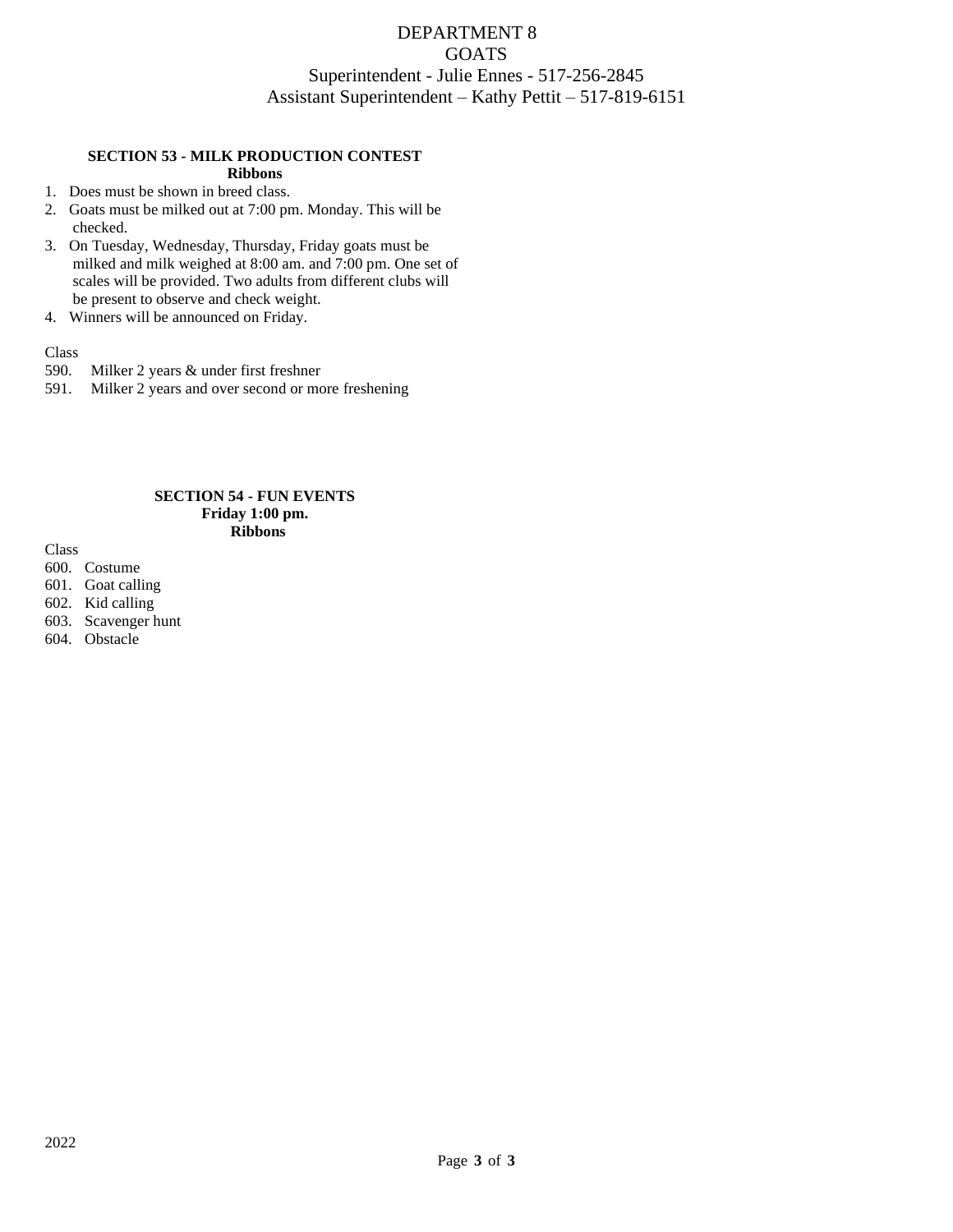# DEPARTMENT 8
# GOATS

Superintendent - Julie Ennes - 517-256-2845
Assistant Superintendent – Kathy Pettit – 517-819-6151

### SECTION 53 - MILK PRODUCTION CONTEST
**Ribbons**

1. Does must be shown in breed class.
2. Goats must be milked out at 7:00 pm. Monday. This will be checked.
3. On Tuesday, Wednesday, Thursday, Friday goats must be milked and milk weighed at 8:00 am. and 7:00 pm. One set of scales will be provided. Two adults from different clubs will be present to observe and check weight.
4. Winners will be announced on Friday.

Class
590. Milker 2 years & under first freshner
591. Milker 2 years and over second or more freshening

### SECTION 54 - FUN EVENTS
**Friday 1:00 pm.**
**Ribbons**

Class
600. Costume
601. Goat calling
602. Kid calling
603. Scavenger hunt
604. Obstacle

2022